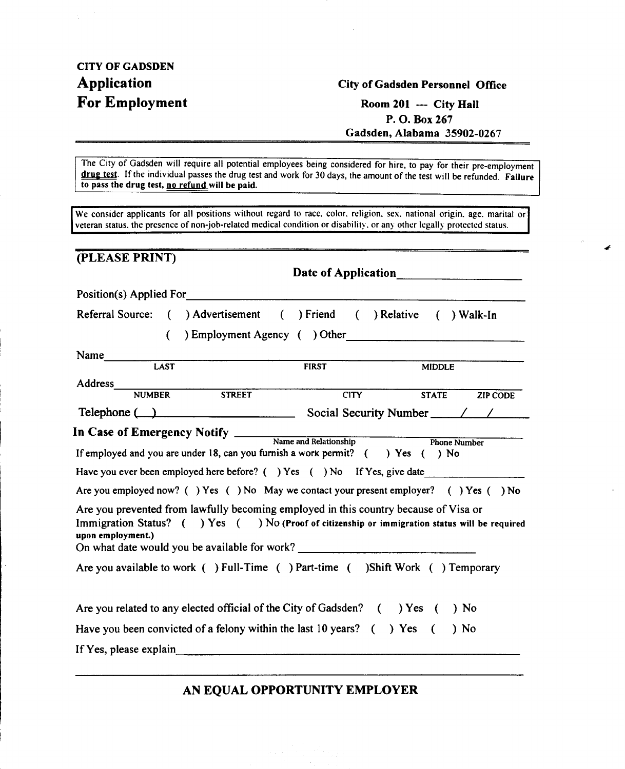**CITY OF GADSDEN**

# Application For Employment

**City of Gadsden Personnel Office**
**Room 201 --- City Hall**
**P. O. Box 267**
**Gadsden, Alabama 35902-0267**

---

The City of Gadsden will require all potential employees being considered for hire, to pay for their pre-employment **drug test**. If the individual passes the drug test and work for 30 days, the amount of the test will be refunded. **Failure to pass the drug test, no refund will be paid.**

We consider applicants for all positions without regard to race, color, religion, sex, national origin, age, marital or veteran status, the presence of non-job-related medical condition or disability, or any other legally protected status.

---

## (PLEASE PRINT)

**Date of Application**\_\_\_\_\_\_\_\_\_\_\_\_\_\_\_\_\_\_\_\_

Position(s) Applied For\_\_\_\_\_\_\_\_\_\_\_\_\_\_\_\_\_\_\_\_\_\_\_\_\_\_\_\_\_\_\_\_\_\_\_\_\_\_\_\_\_\_\_\_\_\_\_\_\_\_\_\_

Referral Source: ( ) Advertisement ( ) Friend ( ) Relative ( ) Walk-In
( ) Employment Agency ( ) Other\_\_\_\_\_\_\_\_\_\_\_\_\_\_\_\_\_\_\_\_\_\_\_\_\_\_\_\_\_\_

Name\_\_\_\_\_\_\_\_\_\_\_\_\_\_\_\_\_\_\_\_\_\_\_\_\_\_\_\_\_\_\_\_\_\_\_\_\_\_\_\_\_\_\_\_\_\_\_\_\_\_\_\_\_\_\_\_\_\_\_\_\_\_\_\_
LAST FIRST MIDDLE

Address\_\_\_\_\_\_\_\_\_\_\_\_\_\_\_\_\_\_\_\_\_\_\_\_\_\_\_\_\_\_\_\_\_\_\_\_\_\_\_\_\_\_\_\_\_\_\_\_\_\_\_\_\_\_\_\_\_\_\_\_\_\_
NUMBER STREET CITY STATE ZIP CODE

Telephone ( )\_\_\_\_\_\_\_\_\_\_\_\_\_\_\_\_\_\_\_\_ Social Security Number \_\_\_\_/\_\_\_/\_\_\_\_\_\_

**In Case of Emergency Notify** \_\_\_\_\_\_\_\_\_\_\_\_\_\_\_\_\_\_\_\_\_\_\_\_\_\_\_\_\_\_\_\_\_\_\_\_\_\_\_\_\_\_\_\_\_
Name and Relationship Phone Number

If employed and you are under 18, can you furnish a work permit? ( ) Yes ( ) No

Have you ever been employed here before? ( ) Yes ( ) No If Yes, give date\_\_\_\_\_\_\_\_\_\_\_\_\_\_\_\_

Are you employed now? ( ) Yes ( ) No May we contact your present employer? ( ) Yes ( ) No

Are you prevented from lawfully becoming employed in this country because of Visa or Immigration Status? ( ) Yes ( ) No **(Proof of citizenship or immigration status will be required upon employment.)**

On what date would you be available for work? \_\_\_\_\_\_\_\_\_\_\_\_\_\_\_\_\_\_\_\_\_\_\_\_\_\_\_\_\_\_

Are you available to work ( ) Full-Time ( ) Part-time ( )Shift Work ( ) Temporary

Are you related to any elected official of the City of Gadsden? ( ) Yes ( ) No

Have you been convicted of a felony within the last 10 years? ( ) Yes ( ) No

If Yes, please explain\_\_\_\_\_\_\_\_\_\_\_\_\_\_\_\_\_\_\_\_\_\_\_\_\_\_\_\_\_\_\_\_\_\_\_\_\_\_\_\_\_\_\_\_\_\_\_\_\_\_\_\_\_\_\_\_\_\_

---

**AN EQUAL OPPORTUNITY EMPLOYER**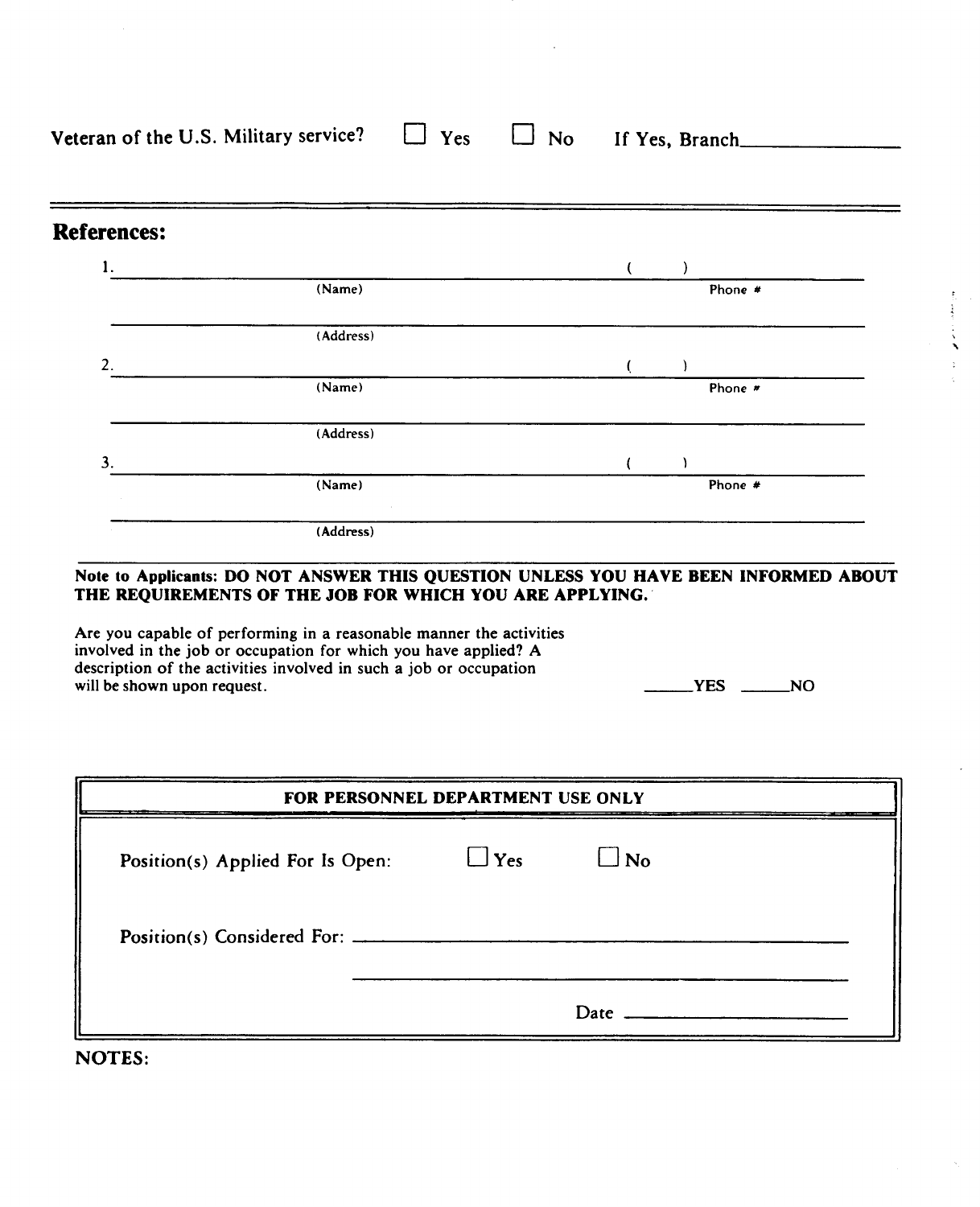Veteran of the U.S. Military service? ☐ Yes ☐ No If Yes, Branch\_\_\_\_\_\_\_\_\_\_\_\_\_\_

---

## References:

1. \_\_\_\_\_\_\_\_\_\_\_\_\_\_\_\_\_\_\_\_\_\_\_\_\_\_\_\_\_\_\_\_\_\_\_\_\_\_\_\_\_\_\_\_ (     ) \_\_\_\_\_\_\_\_\_\_\_\_\_\_\_\_
   (Name) Phone #

   \_\_\_\_\_\_\_\_\_\_\_\_\_\_\_\_\_\_\_\_\_\_\_\_\_\_\_\_\_\_\_\_\_\_\_\_\_\_\_\_\_\_\_\_\_\_\_\_\_\_\_\_\_\_\_\_\_\_\_\_\_\_\_\_
   (Address)

2. \_\_\_\_\_\_\_\_\_\_\_\_\_\_\_\_\_\_\_\_\_\_\_\_\_\_\_\_\_\_\_\_\_\_\_\_\_\_\_\_\_\_\_\_ (     ) \_\_\_\_\_\_\_\_\_\_\_\_\_\_\_\_
   (Name) Phone #

   \_\_\_\_\_\_\_\_\_\_\_\_\_\_\_\_\_\_\_\_\_\_\_\_\_\_\_\_\_\_\_\_\_\_\_\_\_\_\_\_\_\_\_\_\_\_\_\_\_\_\_\_\_\_\_\_\_\_\_\_\_\_\_\_
   (Address)

3. \_\_\_\_\_\_\_\_\_\_\_\_\_\_\_\_\_\_\_\_\_\_\_\_\_\_\_\_\_\_\_\_\_\_\_\_\_\_\_\_\_\_\_\_ (     ) \_\_\_\_\_\_\_\_\_\_\_\_\_\_\_\_
   (Name) Phone #

   \_\_\_\_\_\_\_\_\_\_\_\_\_\_\_\_\_\_\_\_\_\_\_\_\_\_\_\_\_\_\_\_\_\_\_\_\_\_\_\_\_\_\_\_\_\_\_\_\_\_\_\_\_\_\_\_\_\_\_\_\_\_\_\_
   (Address)

---

**Note to Applicants: DO NOT ANSWER THIS QUESTION UNLESS YOU HAVE BEEN INFORMED ABOUT THE REQUIREMENTS OF THE JOB FOR WHICH YOU ARE APPLYING.**

Are you capable of performing in a reasonable manner the activities involved in the job or occupation for which you have applied? A description of the activities involved in such a job or occupation will be shown upon request. \_\_\_\_\_**YES** \_\_\_\_\_**NO**

| **FOR PERSONNEL DEPARTMENT USE ONLY** |
|---|
| Position(s) Applied For Is Open: ☐ Yes ☐ No |
| Position(s) Considered For: \_\_\_\_\_\_\_\_\_\_\_\_\_\_\_\_\_\_\_\_\_\_\_\_\_\_\_\_\_\_\_\_\_\_\_\_\_\_\_\_ |
| \_\_\_\_\_\_\_\_\_\_\_\_\_\_\_\_\_\_\_\_\_\_\_\_\_\_\_\_\_\_\_\_\_\_\_\_\_\_\_\_ |
| Date \_\_\_\_\_\_\_\_\_\_\_\_\_\_\_\_\_\_\_\_ |

**NOTES:**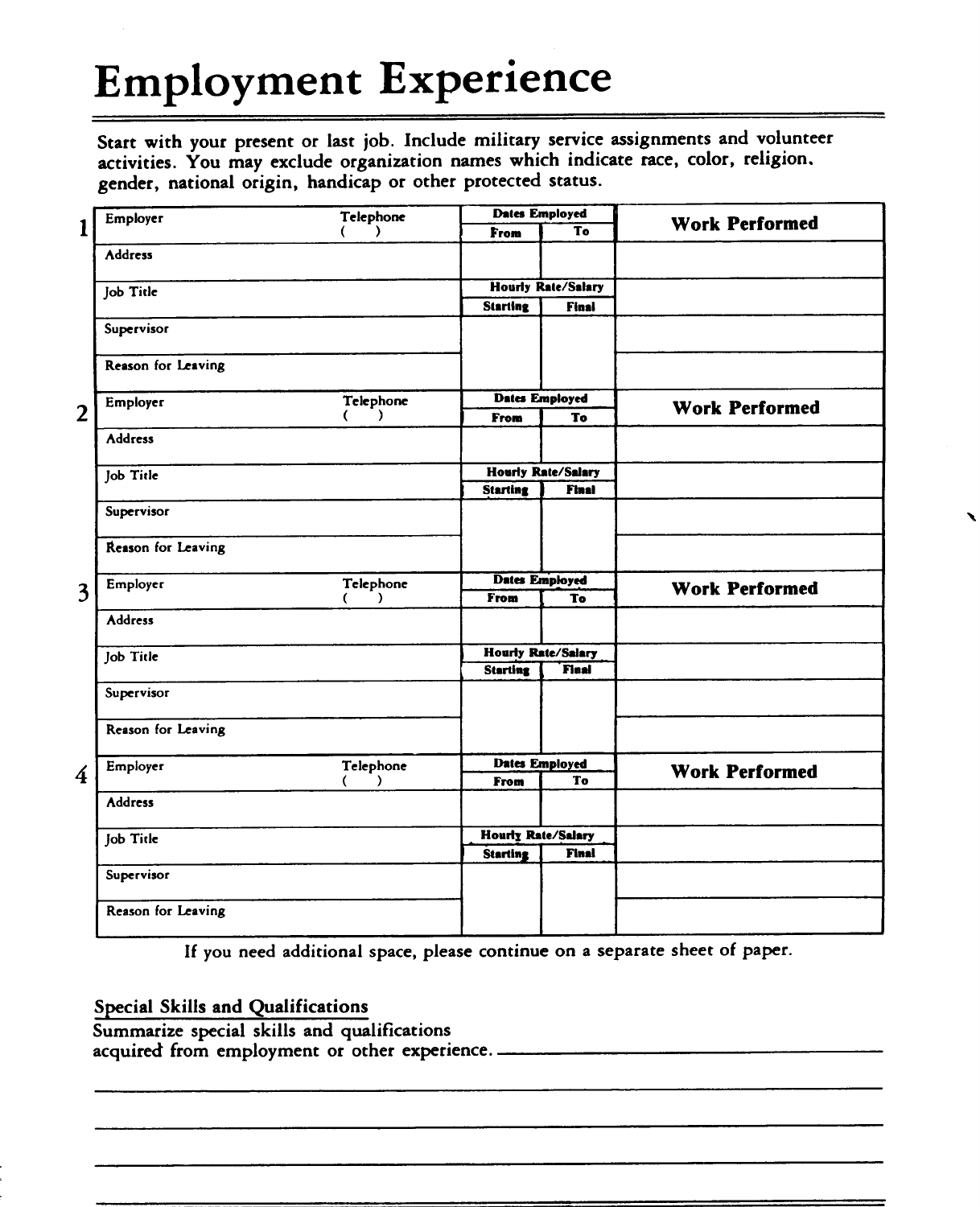# Employment Experience

Start with your present or last job. Include military service assignments and volunteer activities. You may exclude organization names which indicate race, color, religion, gender, national origin, handicap or other protected status.

| # | Employer | Telephone ( ) | Dates Employed | | Work Performed |
|---|---|---|---|---|---|
| | | | From | To | |
| 1 | Address | | | | |
| | Job Title | | Hourly Rate/Salary | | |
| | | | Starting | Final | |
| | Supervisor | | | | |
| | Reason for Leaving | | | | |

| # | Employer | Telephone ( ) | Dates Employed | | Work Performed |
|---|---|---|---|---|---|
| | | | From | To | |
| 2 | Address | | | | |
| | Job Title | | Hourly Rate/Salary | | |
| | | | Starting | Final | |
| | Supervisor | | | | |
| | Reason for Leaving | | | | |

| # | Employer | Telephone ( ) | Dates Employed | | Work Performed |
|---|---|---|---|---|---|
| | | | From | To | |
| 3 | Address | | | | |
| | Job Title | | Hourly Rate/Salary | | |
| | | | Starting | Final | |
| | Supervisor | | | | |
| | Reason for Leaving | | | | |

| # | Employer | Telephone ( ) | Dates Employed | | Work Performed |
|---|---|---|---|---|---|
| | | | From | To | |
| 4 | Address | | | | |
| | Job Title | | Hourly Rate/Salary | | |
| | | | Starting | Final | |
| | Supervisor | | | | |
| | Reason for Leaving | | | | |

If you need additional space, please continue on a separate sheet of paper.

## Special Skills and Qualifications

Summarize special skills and qualifications acquired from employment or other experience. \_\_\_\_\_\_\_\_\_\_\_\_\_\_\_\_\_\_\_\_\_\_\_\_\_\_\_\_\_\_\_\_\_\_\_\_\_\_\_\_

\_\_\_\_\_\_\_\_\_\_\_\_\_\_\_\_\_\_\_\_\_\_\_\_\_\_\_\_\_\_\_\_\_\_\_\_\_\_\_\_\_\_\_\_\_\_\_\_\_\_\_\_\_\_\_\_\_\_\_\_\_\_\_\_\_\_\_\_\_\_\_\_\_\_\_\_\_\_

\_\_\_\_\_\_\_\_\_\_\_\_\_\_\_\_\_\_\_\_\_\_\_\_\_\_\_\_\_\_\_\_\_\_\_\_\_\_\_\_\_\_\_\_\_\_\_\_\_\_\_\_\_\_\_\_\_\_\_\_\_\_\_\_\_\_\_\_\_\_\_\_\_\_\_\_\_\_

\_\_\_\_\_\_\_\_\_\_\_\_\_\_\_\_\_\_\_\_\_\_\_\_\_\_\_\_\_\_\_\_\_\_\_\_\_\_\_\_\_\_\_\_\_\_\_\_\_\_\_\_\_\_\_\_\_\_\_\_\_\_\_\_\_\_\_\_\_\_\_\_\_\_\_\_\_\_

\_\_\_\_\_\_\_\_\_\_\_\_\_\_\_\_\_\_\_\_\_\_\_\_\_\_\_\_\_\_\_\_\_\_\_\_\_\_\_\_\_\_\_\_\_\_\_\_\_\_\_\_\_\_\_\_\_\_\_\_\_\_\_\_\_\_\_\_\_\_\_\_\_\_\_\_\_\_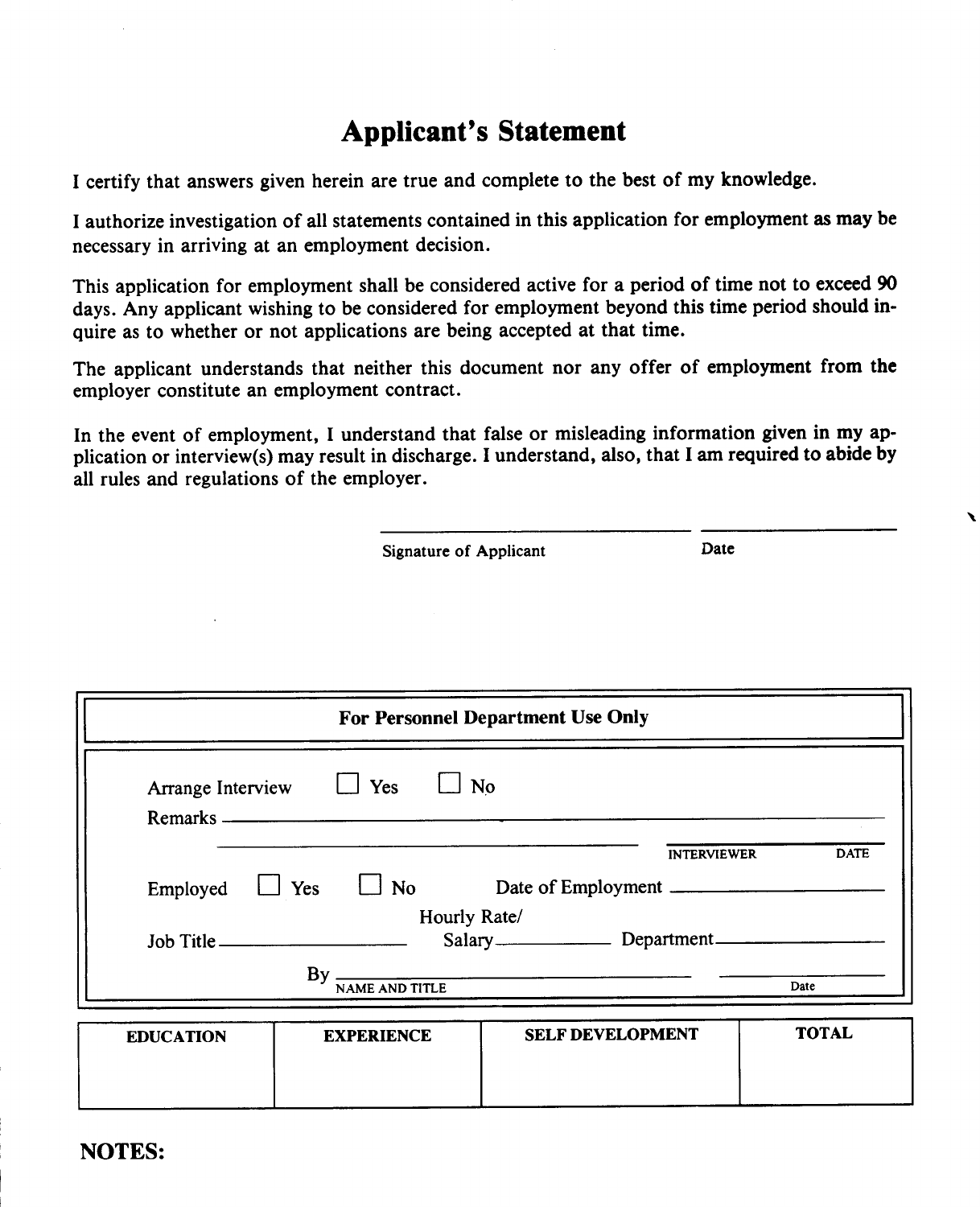# Applicant's Statement

I certify that answers given herein are true and complete to the best of my knowledge.

I authorize investigation of all statements contained in this application for employment as may be necessary in arriving at an employment decision.

This application for employment shall be considered active for a period of time not to exceed 90 days. Any applicant wishing to be considered for employment beyond this time period should inquire as to whether or not applications are being accepted at that time.

The applicant understands that neither this document nor any offer of employment from the employer constitute an employment contract.

In the event of employment, I understand that false or misleading information given in my application or interview(s) may result in discharge. I understand, also, that I am required to abide by all rules and regulations of the employer.

\_\_\_\_\_\_\_\_\_\_\_\_\_\_\_\_\_\_\_\_\_\_\_\_ \_\_\_\_\_\_\_\_\_\_\_\_\_\_\_\_
Signature of Applicant Date

**For Personnel Department Use Only**

Arrange Interview ☐ Yes ☐ No

Remarks \_\_\_\_\_\_\_\_\_\_\_\_\_\_\_\_\_\_\_\_\_\_\_\_\_\_\_\_\_\_\_\_\_\_\_\_\_\_\_\_\_\_\_\_\_\_

\_\_\_\_\_\_\_\_\_\_\_\_\_\_\_\_\_\_\_\_\_\_\_\_\_\_\_\_\_\_ \_\_\_\_\_\_\_\_\_\_\_\_\_\_\_\_\_\_\_\_
INTERVIEWER DATE

Employed ☐ Yes ☐ No Date of Employment \_\_\_\_\_\_\_\_\_\_\_\_\_\_\_\_

Job Title \_\_\_\_\_\_\_\_\_\_\_\_ Hourly Rate/ Salary \_\_\_\_\_\_\_\_\_\_ Department \_\_\_\_\_\_\_\_\_\_\_\_

By \_\_\_\_\_\_\_\_\_\_\_\_\_\_\_\_\_\_\_\_\_\_\_\_ \_\_\_\_\_\_\_\_\_\_\_\_
NAME AND TITLE Date

| EDUCATION | EXPERIENCE | SELF DEVELOPMENT | TOTAL |
|---|---|---|---|
| | | | |

**NOTES:**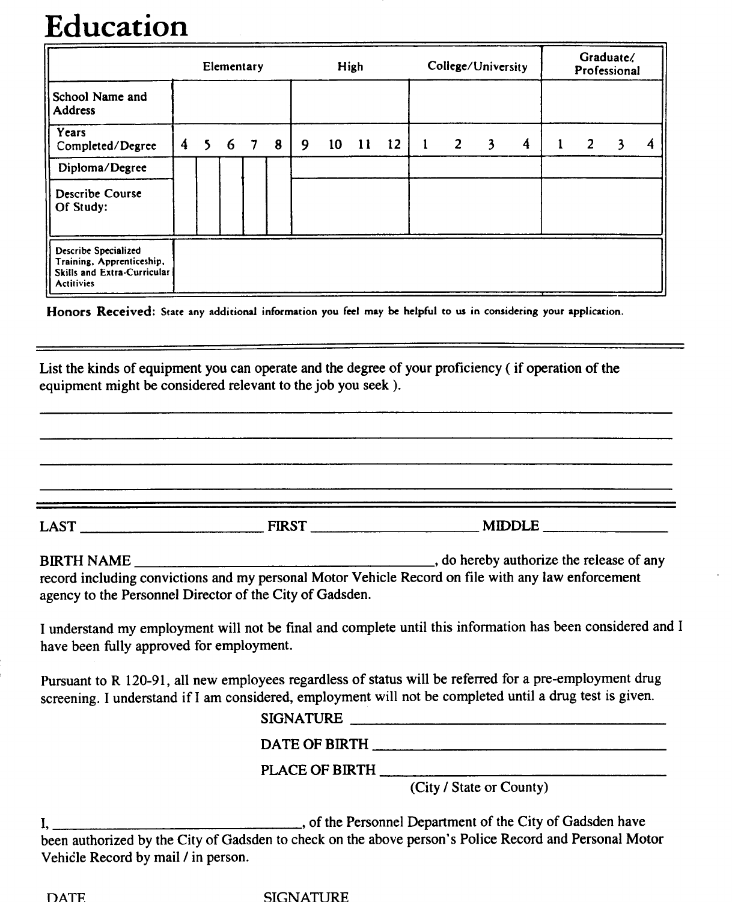# Education

| | Elementary | | | | | High | | | | College/University | | | | Graduate/ Professional | | | |
|---|---|---|---|---|---|---|---|---|---|---|---|---|---|---|---|---|---|
| School Name and Address | | | | | | | | | | | | | | | | | |
| Years Completed/Degree | 4 | 5 | 6 | 7 | 8 | 9 | 10 | 11 | 12 | 1 | 2 | 3 | 4 | 1 | 2 | 3 | 4 |
| Diploma/Degree | | | | | | | | | | | | | | | | | |
| Describe Course Of Study: | | | | | | | | | | | | | | | | | |
| Describe Specialized Training, Apprenticeship, Skills and Extra-Curricular Actitivies | | | | | | | | | | | | | | | | | |

**Honors Received:** State any additional information you feel may be helpful to us in considering your application.

---

List the kinds of equipment you can operate and the degree of your proficiency ( if operation of the equipment might be considered relevant to the job you seek ).

\_\_\_\_\_\_\_\_\_\_\_\_\_\_\_\_\_\_\_\_\_\_\_\_\_\_\_\_\_\_\_\_\_\_\_\_\_\_\_\_\_\_\_\_\_\_\_\_\_\_\_\_\_\_\_\_\_\_\_\_

\_\_\_\_\_\_\_\_\_\_\_\_\_\_\_\_\_\_\_\_\_\_\_\_\_\_\_\_\_\_\_\_\_\_\_\_\_\_\_\_\_\_\_\_\_\_\_\_\_\_\_\_\_\_\_\_\_\_\_\_

\_\_\_\_\_\_\_\_\_\_\_\_\_\_\_\_\_\_\_\_\_\_\_\_\_\_\_\_\_\_\_\_\_\_\_\_\_\_\_\_\_\_\_\_\_\_\_\_\_\_\_\_\_\_\_\_\_\_\_\_

\_\_\_\_\_\_\_\_\_\_\_\_\_\_\_\_\_\_\_\_\_\_\_\_\_\_\_\_\_\_\_\_\_\_\_\_\_\_\_\_\_\_\_\_\_\_\_\_\_\_\_\_\_\_\_\_\_\_\_\_

---

LAST \_\_\_\_\_\_\_\_\_\_\_\_\_\_\_\_\_\_\_\_ FIRST \_\_\_\_\_\_\_\_\_\_\_\_\_\_\_\_\_\_\_\_ MIDDLE \_\_\_\_\_\_\_\_\_\_\_\_\_\_\_\_

BIRTH NAME \_\_\_\_\_\_\_\_\_\_\_\_\_\_\_\_\_\_\_\_\_\_\_\_\_\_\_\_\_\_\_\_\_\_\_\_, do hereby authorize the release of any record including convictions and my personal Motor Vehicle Record on file with any law enforcement agency to the Personnel Director of the City of Gadsden.

I understand my employment will not be final and complete until this information has been considered and I have been fully approved for employment.

Pursuant to R 120-91, all new employees regardless of status will be referred for a pre-employment drug screening. I understand if I am considered, employment will not be completed until a drug test is given.

SIGNATURE \_\_\_\_\_\_\_\_\_\_\_\_\_\_\_\_\_\_\_\_\_\_\_\_\_\_\_\_\_\_\_\_\_\_\_\_

DATE OF BIRTH \_\_\_\_\_\_\_\_\_\_\_\_\_\_\_\_\_\_\_\_\_\_\_\_\_\_\_\_\_\_\_\_\_\_\_\_

PLACE OF BIRTH \_\_\_\_\_\_\_\_\_\_\_\_\_\_\_\_\_\_\_\_\_\_\_\_\_\_\_\_\_\_\_\_\_\_\_\_
(City / State or County)

I, \_\_\_\_\_\_\_\_\_\_\_\_\_\_\_\_\_\_\_\_\_\_\_\_\_\_\_\_\_\_, of the Personnel Department of the City of Gadsden have been authorized by the City of Gadsden to check on the above person's Police Record and Personal Motor Vehicle Record by mail / in person.

DATE SIGNATURE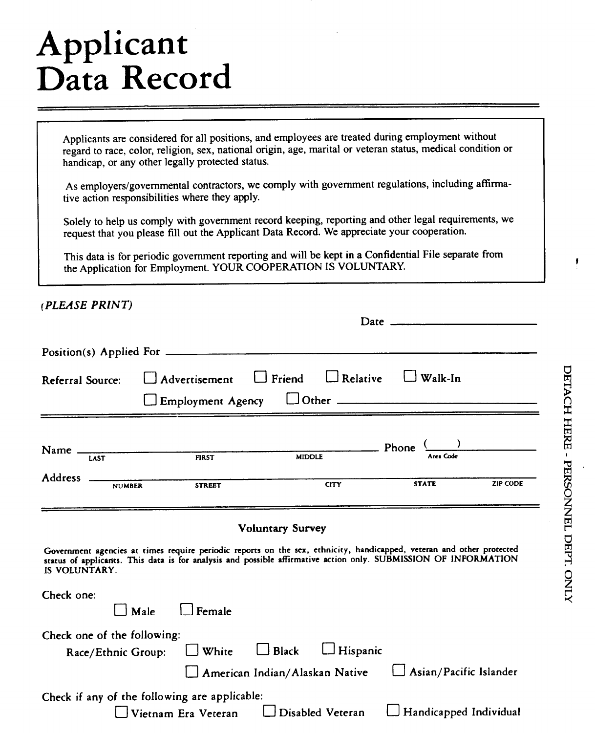# Applicant Data Record

Applicants are considered for all positions, and employees are treated during employment without regard to race, color, religion, sex, national origin, age, marital or veteran status, medical condition or handicap, or any other legally protected status.

As employers/governmental contractors, we comply with government regulations, including affirmative action responsibilities where they apply.

Solely to help us comply with government record keeping, reporting and other legal requirements, we request that you please fill out the Applicant Data Record. We appreciate your cooperation.

This data is for periodic government reporting and will be kept in a Confidential File separate from the Application for Employment. YOUR COOPERATION IS VOLUNTARY.

*(PLEASE PRINT)*

Date \_\_\_\_\_\_\_\_\_\_\_\_\_\_\_\_

Position(s) Applied For \_\_\_\_\_\_\_\_\_\_\_\_\_\_\_\_\_\_\_\_\_\_\_\_\_\_\_\_\_\_\_\_

Referral Source: ☐ Advertisement ☐ Friend ☐ Relative ☐ Walk-In ☐ Employment Agency ☐ Other \_\_\_\_\_\_\_\_\_\_\_\_\_\_\_\_

---

Name \_\_\_\_\_\_\_\_\_\_\_\_\_\_\_\_\_\_\_\_\_\_\_\_\_\_\_\_\_\_\_\_ Phone ( ) \_\_\_\_\_\_\_\_\_\_\_\_
LAST FIRST MIDDLE Area Code

Address \_\_\_\_\_\_\_\_\_\_\_\_\_\_\_\_\_\_\_\_\_\_\_\_\_\_\_\_\_\_\_\_\_\_\_\_\_\_\_\_\_\_\_\_
NUMBER STREET CITY STATE ZIP CODE

---

**Voluntary Survey**

Government agencies at times require periodic reports on the sex, ethnicity, handicapped, veteran and other protected status of applicants. This data is for analysis and possible affirmative action only. SUBMISSION OF INFORMATION IS VOLUNTARY.

Check one:

☐ Male ☐ Female

Check one of the following:

Race/Ethnic Group: ☐ White ☐ Black ☐ Hispanic ☐ American Indian/Alaskan Native ☐ Asian/Pacific Islander

Check if any of the following are applicable:

☐ Vietnam Era Veteran ☐ Disabled Veteran ☐ Handicapped Individual

DETACH HERE - PERSONNEL DEPT. ONLY